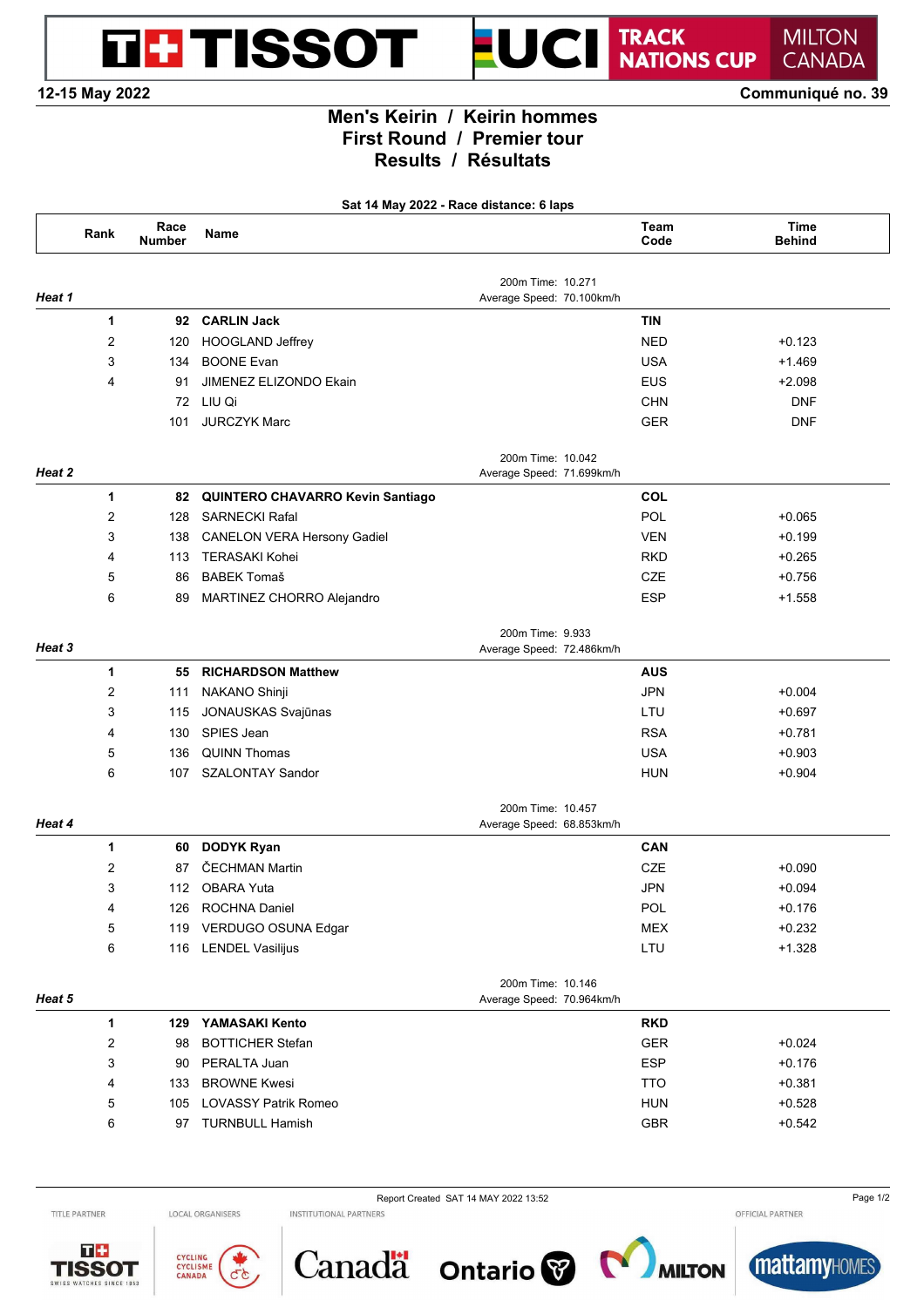12-15 May 2022 — Communiqué no. 39

# Men's Keirin / Keirin hommes
## First Round / Premier tour
## Results / Résultats

**Sat 14 May 2022 - Race distance: 6 laps**

| Rank | Race Number | Name | Team Code | Time Behind |
|---|---|---|---|---|
| ***Heat 1*** | | 200m Time: 10.271 — Average Speed: 70.100km/h | | |
| **1** | **92** | **CARLIN Jack** | **TIN** | |
| 2 | 120 | HOOGLAND Jeffrey | NED | +0.123 |
| 3 | 134 | BOONE Evan | USA | +1.469 |
| 4 | 91 | JIMENEZ ELIZONDO Ekain | EUS | +2.098 |
| | 72 | LIU Qi | CHN | DNF |
| | 101 | JURCZYK Marc | GER | DNF |
| ***Heat 2*** | | 200m Time: 10.042 — Average Speed: 71.699km/h | | |
| **1** | **82** | **QUINTERO CHAVARRO Kevin Santiago** | **COL** | |
| 2 | 128 | SARNECKI Rafal | POL | +0.065 |
| 3 | 138 | CANELON VERA Hersony Gadiel | VEN | +0.199 |
| 4 | 113 | TERASAKI Kohei | RKD | +0.265 |
| 5 | 86 | BABEK Tomaš | CZE | +0.756 |
| 6 | 89 | MARTINEZ CHORRO Alejandro | ESP | +1.558 |
| ***Heat 3*** | | 200m Time: 9.933 — Average Speed: 72.486km/h | | |
| **1** | **55** | **RICHARDSON Matthew** | **AUS** | |
| 2 | 111 | NAKANO Shinji | JPN | +0.004 |
| 3 | 115 | JONAUSKAS Svajūnas | LTU | +0.697 |
| 4 | 130 | SPIES Jean | RSA | +0.781 |
| 5 | 136 | QUINN Thomas | USA | +0.903 |
| 6 | 107 | SZALONTAY Sandor | HUN | +0.904 |
| ***Heat 4*** | | 200m Time: 10.457 — Average Speed: 68.853km/h | | |
| **1** | **60** | **DODYK Ryan** | **CAN** | |
| 2 | 87 | ČECHMAN Martin | CZE | +0.090 |
| 3 | 112 | OBARA Yuta | JPN | +0.094 |
| 4 | 126 | ROCHNA Daniel | POL | +0.176 |
| 5 | 119 | VERDUGO OSUNA Edgar | MEX | +0.232 |
| 6 | 116 | LENDEL Vasilijus | LTU | +1.328 |
| ***Heat 5*** | | 200m Time: 10.146 — Average Speed: 70.964km/h | | |
| **1** | **129** | **YAMASAKI Kento** | **RKD** | |
| 2 | 98 | BOTTICHER Stefan | GER | +0.024 |
| 3 | 90 | PERALTA Juan | ESP | +0.176 |
| 4 | 133 | BROWNE Kwesi | TTO | +0.381 |
| 5 | 105 | LOVASSY Patrik Romeo | HUN | +0.528 |
| 6 | 97 | TURNBULL Hamish | GBR | +0.542 |

Report Created SAT 14 MAY 2022 13:52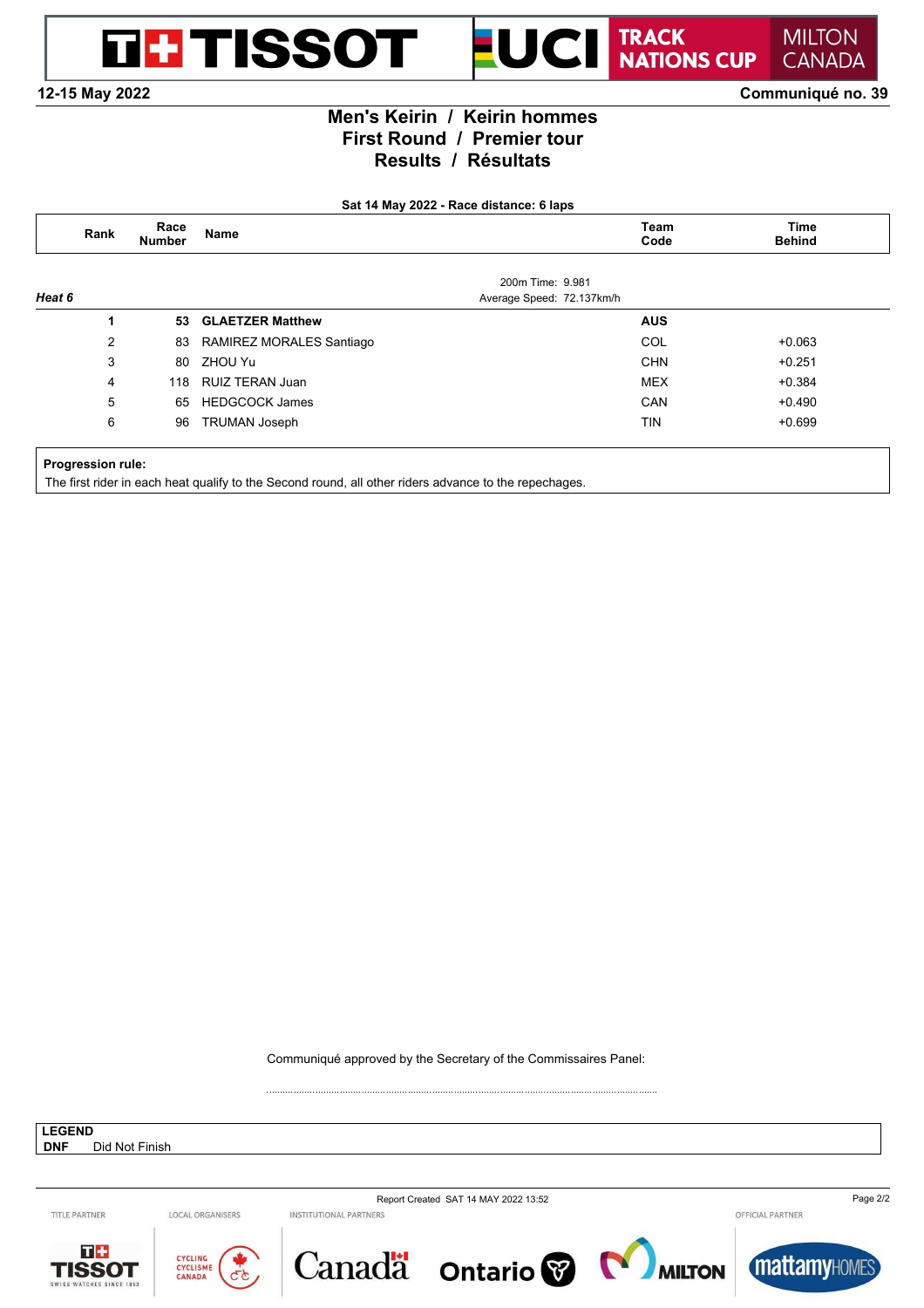12-15 May 2022 Communiqué no. 39

# Men's Keirin / Keirin hommes
## First Round / Premier tour
## Results / Résultats

**Sat 14 May 2022 - Race distance: 6 laps**

| Rank | Race Number | Name | Team Code | Time Behind |
|---|---|---|---|---|
| *Heat 6* | | | 200m Time: 9.981 Average Speed: 72.137km/h | |
| **1** | **53** | **GLAETZER Matthew** | **AUS** | |
| 2 | 83 | RAMIREZ MORALES Santiago | COL | +0.063 |
| 3 | 80 | ZHOU Yu | CHN | +0.251 |
| 4 | 118 | RUIZ TERAN Juan | MEX | +0.384 |
| 5 | 65 | HEDGCOCK James | CAN | +0.490 |
| 6 | 96 | TRUMAN Joseph | TIN | +0.699 |

**Progression rule:**
The first rider in each heat qualify to the Second round, all other riders advance to the repechages.

Communiqué approved by the Secretary of the Commissaires Panel:

..............................................................................................................

**LEGEND**
**DNF** Did Not Finish

Report Created SAT 14 MAY 2022 13:52

TITLE PARTNER LOCAL ORGANISERS INSTITUTIONAL PARTNERS OFFICIAL PARTNER